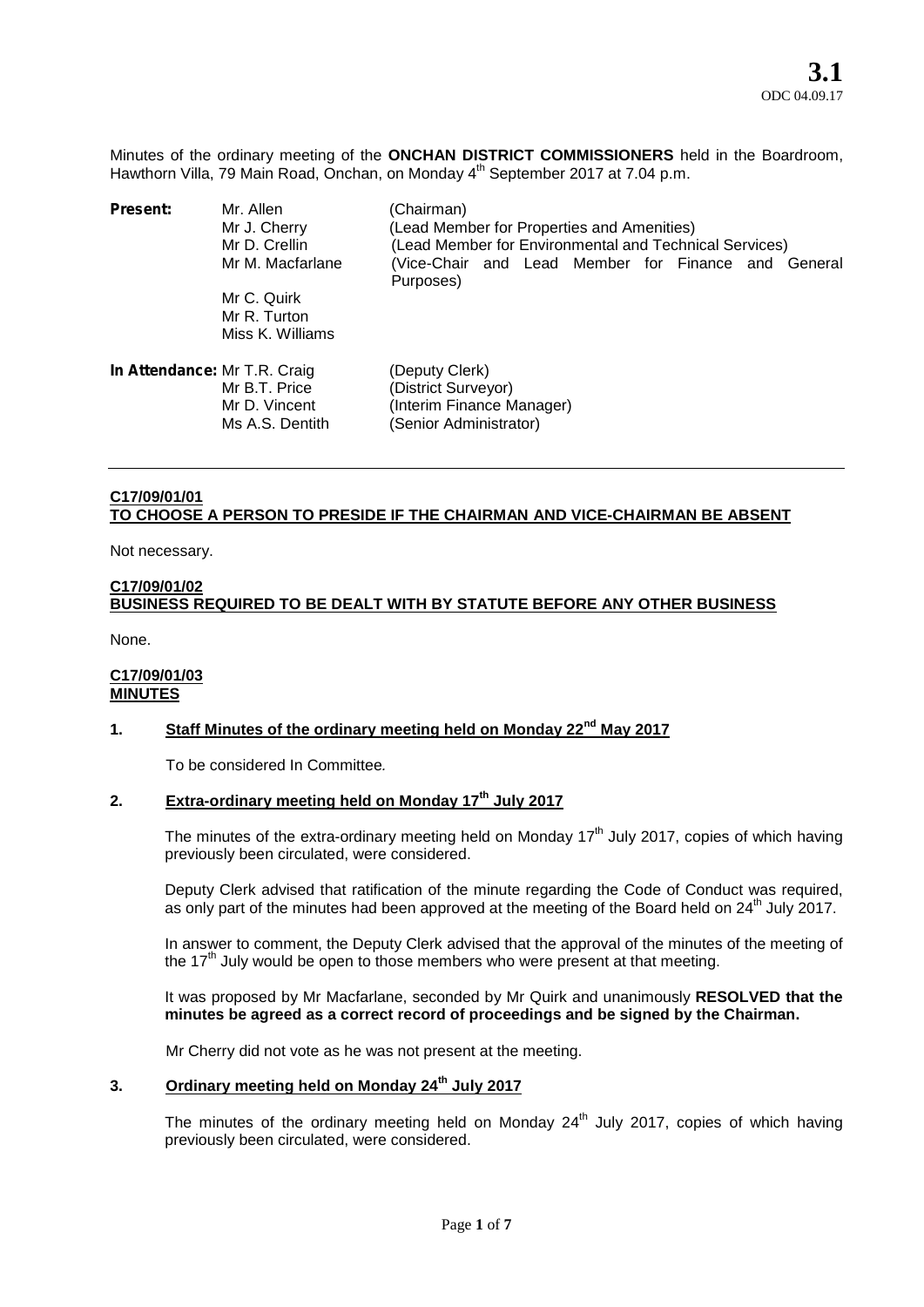**3.1**
ODC 04.09.17

Minutes of the ordinary meeting of the **ONCHAN DISTRICT COMMISSIONERS** held in the Boardroom, Hawthorn Villa, 79 Main Road, Onchan, on Monday 4th September 2017 at 7.04 p.m.

| | | |
|---|---|---|
| **Present:** | Mr. Allen | (Chairman) |
| | Mr J. Cherry | (Lead Member for Properties and Amenities) |
| | Mr D. Crellin | (Lead Member for Environmental and Technical Services) |
| | Mr M. Macfarlane | (Vice-Chair and Lead Member for Finance and General Purposes) |
| | Mr C. Quirk | |
| | Mr R. Turton | |
| | Miss K. Williams | |
| **In Attendance:** | Mr T.R. Craig | (Deputy Clerk) |
| | Mr B.T. Price | (District Surveyor) |
| | Mr D. Vincent | (Interim Finance Manager) |
| | Ms A.S. Dentith | (Senior Administrator) |

---

**C17/09/01/01**
**TO CHOOSE A PERSON TO PRESIDE IF THE CHAIRMAN AND VICE-CHAIRMAN BE ABSENT**

Not necessary.

**C17/09/01/02**
**BUSINESS REQUIRED TO BE DEALT WITH BY STATUTE BEFORE ANY OTHER BUSINESS**

None.

**C17/09/01/03**
**MINUTES**

**1. Staff Minutes of the ordinary meeting held on Monday 22nd May 2017**

To be considered In Committee.

**2. Extra-ordinary meeting held on Monday 17th July 2017**

The minutes of the extra-ordinary meeting held on Monday 17th July 2017, copies of which having previously been circulated, were considered.

Deputy Clerk advised that ratification of the minute regarding the Code of Conduct was required, as only part of the minutes had been approved at the meeting of the Board held on 24th July 2017.

In answer to comment, the Deputy Clerk advised that the approval of the minutes of the meeting of the 17th July would be open to those members who were present at that meeting.

It was proposed by Mr Macfarlane, seconded by Mr Quirk and unanimously **RESOLVED that the minutes be agreed as a correct record of proceedings and be signed by the Chairman.**

Mr Cherry did not vote as he was not present at the meeting.

**3. Ordinary meeting held on Monday 24th July 2017**

The minutes of the ordinary meeting held on Monday 24th July 2017, copies of which having previously been circulated, were considered.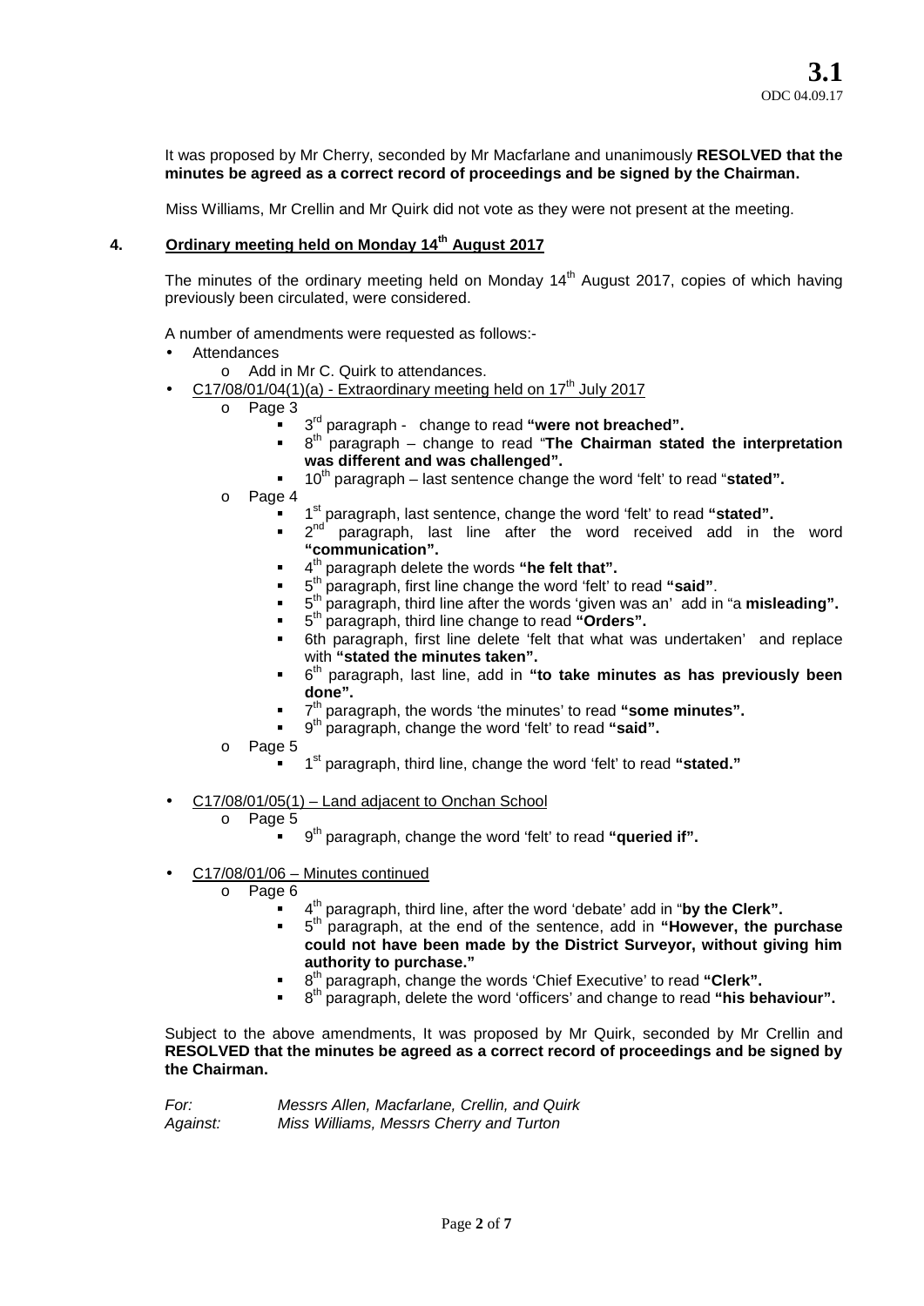It was proposed by Mr Cherry, seconded by Mr Macfarlane and unanimously **RESOLVED that the minutes be agreed as a correct record of proceedings and be signed by the Chairman.**

Miss Williams, Mr Crellin and Mr Quirk did not vote as they were not present at the meeting.

## 4. Ordinary meeting held on Monday 14th August 2017

The minutes of the ordinary meeting held on Monday 14th August 2017, copies of which having previously been circulated, were considered.

A number of amendments were requested as follows:-

- Attendances
  - Add in Mr C. Quirk to attendances.
- C17/08/01/04(1)(a) - Extraordinary meeting held on 17th July 2017
  - Page 3
    - 3rd paragraph - change to read **"were not breached".**
    - 8th paragraph – change to read "**The Chairman stated the interpretation was different and was challenged".**
    - 10th paragraph – last sentence change the word 'felt' to read "**stated".**
  - Page 4
    - 1st paragraph, last sentence, change the word 'felt' to read **"stated".**
    - 2nd paragraph, last line after the word received add in the word **"communication".**
    - 4th paragraph delete the words **"he felt that".**
    - 5th paragraph, first line change the word 'felt' to read **"said"**.
    - 5th paragraph, third line after the words 'given was an' add in "a **misleading".**
    - 5th paragraph, third line change to read **"Orders".**
    - 6th paragraph, first line delete 'felt that what was undertaken' and replace with **"stated the minutes taken".**
    - 6th paragraph, last line, add in **"to take minutes as has previously been done".**
    - 7th paragraph, the words 'the minutes' to read **"some minutes".**
    - 9th paragraph, change the word 'felt' to read **"said".**
  - Page 5
    - 1st paragraph, third line, change the word 'felt' to read **"stated."**
- C17/08/01/05(1) – Land adjacent to Onchan School
  - Page 5
    - 9th paragraph, change the word 'felt' to read **"queried if".**
- C17/08/01/06 – Minutes continued
  - Page 6
    - 4th paragraph, third line, after the word 'debate' add in "**by the Clerk".**
    - 5th paragraph, at the end of the sentence, add in **"However, the purchase could not have been made by the District Surveyor, without giving him authority to purchase."**
    - 8th paragraph, change the words 'Chief Executive' to read **"Clerk".**
    - 8th paragraph, delete the word 'officers' and change to read **"his behaviour".**

Subject to the above amendments, It was proposed by Mr Quirk, seconded by Mr Crellin and **RESOLVED that the minutes be agreed as a correct record of proceedings and be signed by the Chairman.**

*For:* *Messrs Allen, Macfarlane, Crellin, and Quirk*
*Against:* *Miss Williams, Messrs Cherry and Turton*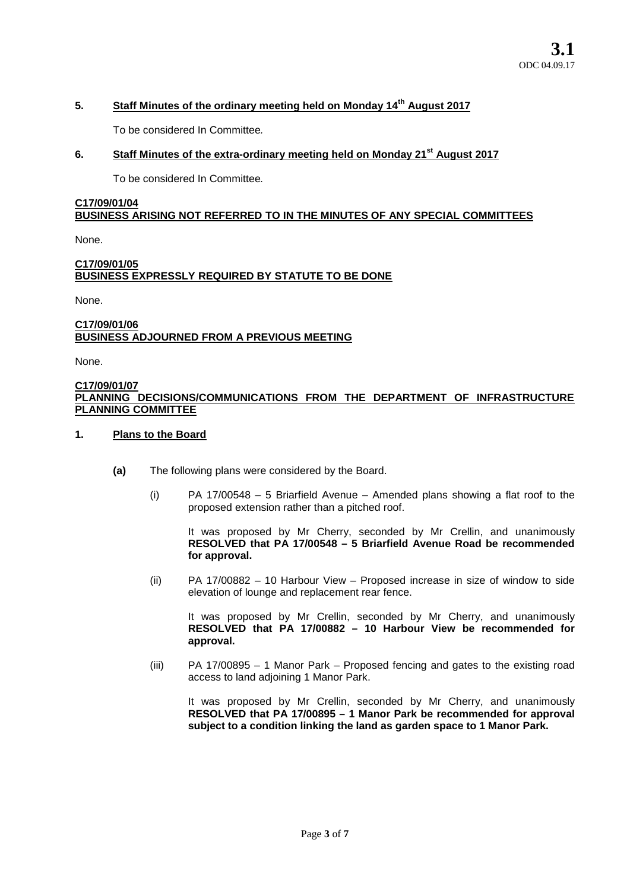## 5. Staff Minutes of the ordinary meeting held on Monday 14th August 2017

To be considered In Committee.

## 6. Staff Minutes of the extra-ordinary meeting held on Monday 21st August 2017

To be considered In Committee.

### C17/09/01/04
### BUSINESS ARISING NOT REFERRED TO IN THE MINUTES OF ANY SPECIAL COMMITTEES

None.

### C17/09/01/05
### BUSINESS EXPRESSLY REQUIRED BY STATUTE TO BE DONE

None.

### C17/09/01/06
### BUSINESS ADJOURNED FROM A PREVIOUS MEETING

None.

### C17/09/01/07
### PLANNING DECISIONS/COMMUNICATIONS FROM THE DEPARTMENT OF INFRASTRUCTURE PLANNING COMMITTEE

#### 1. Plans to the Board

**(a)** The following plans were considered by the Board.

(i) PA 17/00548 – 5 Briarfield Avenue – Amended plans showing a flat roof to the proposed extension rather than a pitched roof.

It was proposed by Mr Cherry, seconded by Mr Crellin, and unanimously **RESOLVED that PA 17/00548 – 5 Briarfield Avenue Road be recommended for approval.**

(ii) PA 17/00882 – 10 Harbour View – Proposed increase in size of window to side elevation of lounge and replacement rear fence.

It was proposed by Mr Crellin, seconded by Mr Cherry, and unanimously **RESOLVED that PA 17/00882 – 10 Harbour View be recommended for approval.**

(iii) PA 17/00895 – 1 Manor Park – Proposed fencing and gates to the existing road access to land adjoining 1 Manor Park.

It was proposed by Mr Crellin, seconded by Mr Cherry, and unanimously **RESOLVED that PA 17/00895 – 1 Manor Park be recommended for approval subject to a condition linking the land as garden space to 1 Manor Park.**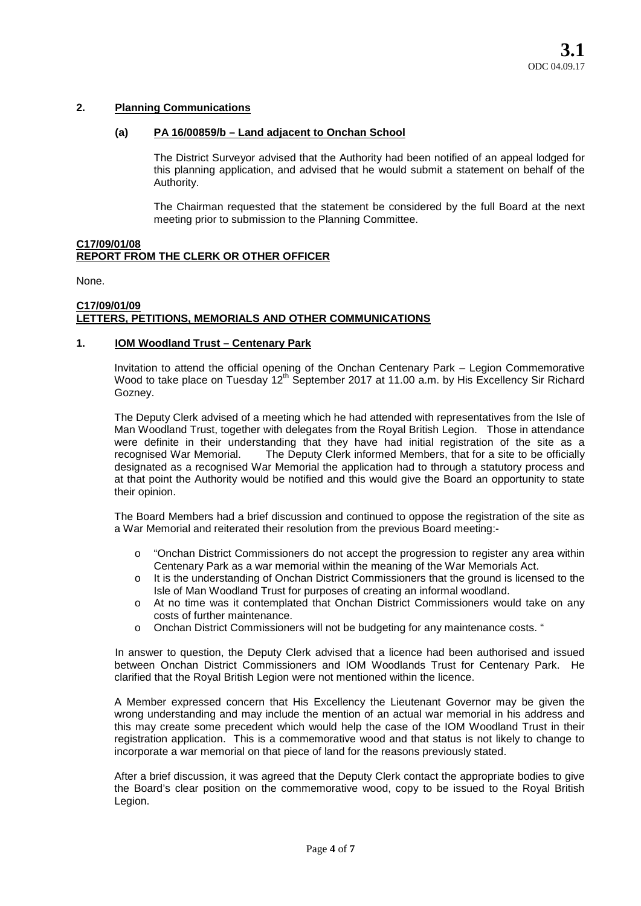**3.1**
ODC 04.09.17

## 2. Planning Communications

### (a) PA 16/00859/b – Land adjacent to Onchan School

The District Surveyor advised that the Authority had been notified of an appeal lodged for this planning application, and advised that he would submit a statement on behalf of the Authority.

The Chairman requested that the statement be considered by the full Board at the next meeting prior to submission to the Planning Committee.

## C17/09/01/08
## REPORT FROM THE CLERK OR OTHER OFFICER

None.

## C17/09/01/09
## LETTERS, PETITIONS, MEMORIALS AND OTHER COMMUNICATIONS

## 1. IOM Woodland Trust – Centenary Park

Invitation to attend the official opening of the Onchan Centenary Park – Legion Commemorative Wood to take place on Tuesday 12th September 2017 at 11.00 a.m. by His Excellency Sir Richard Gozney.

The Deputy Clerk advised of a meeting which he had attended with representatives from the Isle of Man Woodland Trust, together with delegates from the Royal British Legion. Those in attendance were definite in their understanding that they have had initial registration of the site as a recognised War Memorial. The Deputy Clerk informed Members, that for a site to be officially designated as a recognised War Memorial the application had to through a statutory process and at that point the Authority would be notified and this would give the Board an opportunity to state their opinion.

The Board Members had a brief discussion and continued to oppose the registration of the site as a War Memorial and reiterated their resolution from the previous Board meeting:-

- "Onchan District Commissioners do not accept the progression to register any area within Centenary Park as a war memorial within the meaning of the War Memorials Act.
- It is the understanding of Onchan District Commissioners that the ground is licensed to the Isle of Man Woodland Trust for purposes of creating an informal woodland.
- At no time was it contemplated that Onchan District Commissioners would take on any costs of further maintenance.
- Onchan District Commissioners will not be budgeting for any maintenance costs. "

In answer to question, the Deputy Clerk advised that a licence had been authorised and issued between Onchan District Commissioners and IOM Woodlands Trust for Centenary Park. He clarified that the Royal British Legion were not mentioned within the licence.

A Member expressed concern that His Excellency the Lieutenant Governor may be given the wrong understanding and may include the mention of an actual war memorial in his address and this may create some precedent which would help the case of the IOM Woodland Trust in their registration application. This is a commemorative wood and that status is not likely to change to incorporate a war memorial on that piece of land for the reasons previously stated.

After a brief discussion, it was agreed that the Deputy Clerk contact the appropriate bodies to give the Board's clear position on the commemorative wood, copy to be issued to the Royal British Legion.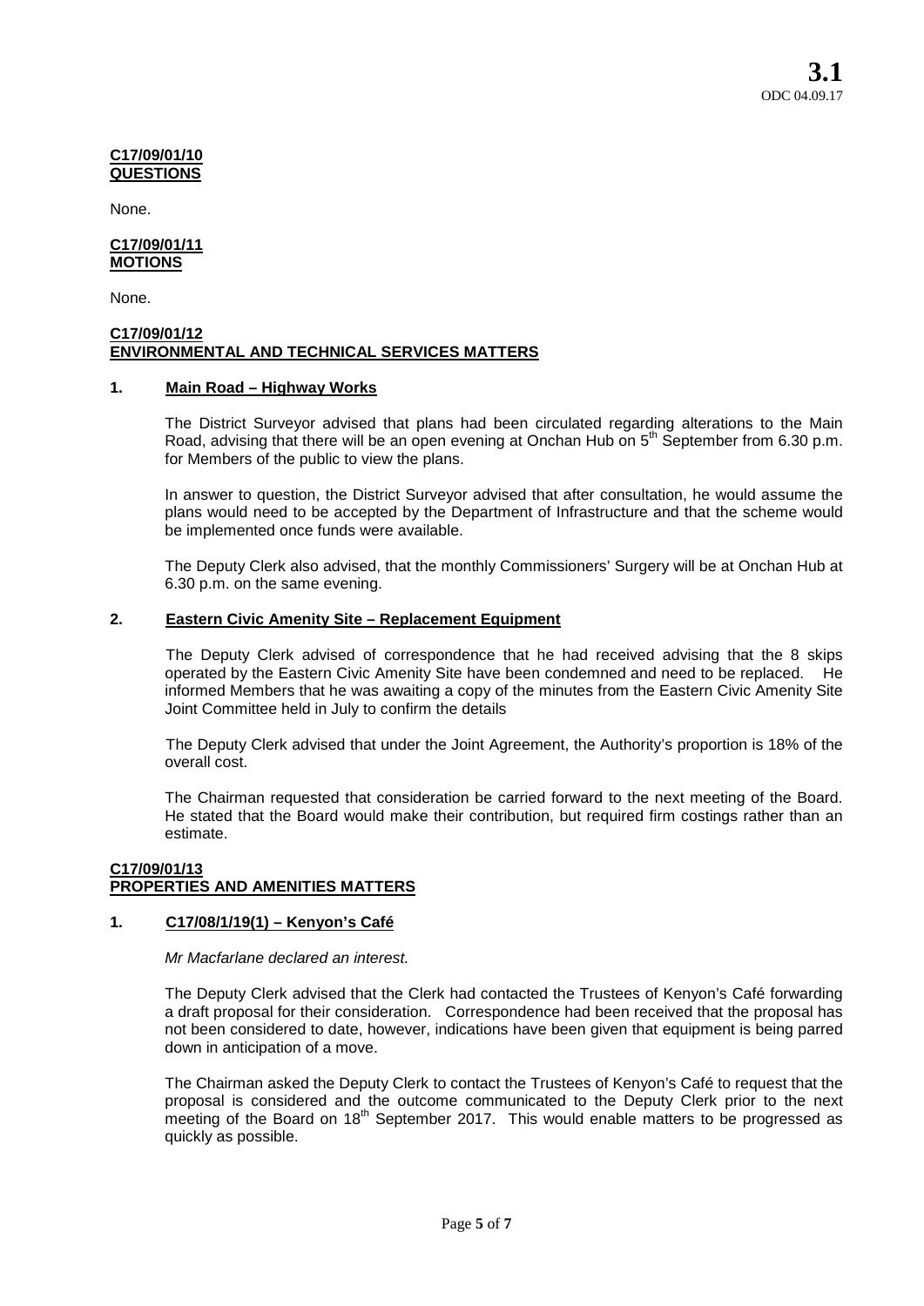**C17/09/01/10**
**QUESTIONS**

None.

**C17/09/01/11**
**MOTIONS**

None.

**C17/09/01/12**
**ENVIRONMENTAL AND TECHNICAL SERVICES MATTERS**

**1. Main Road – Highway Works**

The District Surveyor advised that plans had been circulated regarding alterations to the Main Road, advising that there will be an open evening at Onchan Hub on 5th September from 6.30 p.m. for Members of the public to view the plans.

In answer to question, the District Surveyor advised that after consultation, he would assume the plans would need to be accepted by the Department of Infrastructure and that the scheme would be implemented once funds were available.

The Deputy Clerk also advised, that the monthly Commissioners' Surgery will be at Onchan Hub at 6.30 p.m. on the same evening.

**2. Eastern Civic Amenity Site – Replacement Equipment**

The Deputy Clerk advised of correspondence that he had received advising that the 8 skips operated by the Eastern Civic Amenity Site have been condemned and need to be replaced. He informed Members that he was awaiting a copy of the minutes from the Eastern Civic Amenity Site Joint Committee held in July to confirm the details

The Deputy Clerk advised that under the Joint Agreement, the Authority's proportion is 18% of the overall cost.

The Chairman requested that consideration be carried forward to the next meeting of the Board. He stated that the Board would make their contribution, but required firm costings rather than an estimate.

**C17/09/01/13**
**PROPERTIES AND AMENITIES MATTERS**

**1. C17/08/1/19(1) – Kenyon's Café**

*Mr Macfarlane declared an interest.*

The Deputy Clerk advised that the Clerk had contacted the Trustees of Kenyon's Café forwarding a draft proposal for their consideration. Correspondence had been received that the proposal has not been considered to date, however, indications have been given that equipment is being parred down in anticipation of a move.

The Chairman asked the Deputy Clerk to contact the Trustees of Kenyon's Café to request that the proposal is considered and the outcome communicated to the Deputy Clerk prior to the next meeting of the Board on 18th September 2017. This would enable matters to be progressed as quickly as possible.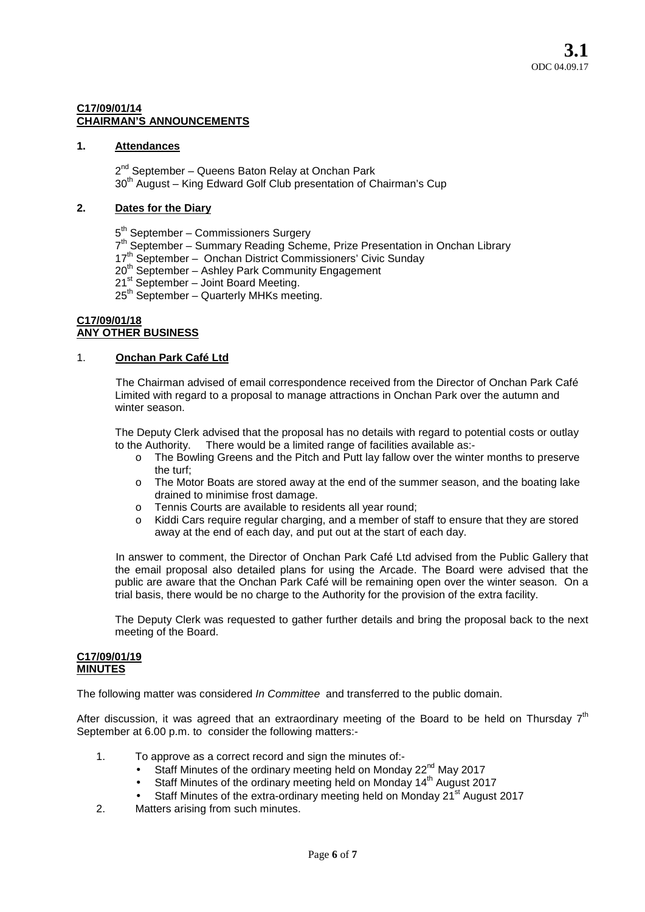**3.1**
ODC 04.09.17

**C17/09/01/14**
**CHAIRMAN'S ANNOUNCEMENTS**

**1. Attendances**

2nd September – Queens Baton Relay at Onchan Park
30th August – King Edward Golf Club presentation of Chairman's Cup

**2. Dates for the Diary**

5th September – Commissioners Surgery
7th September – Summary Reading Scheme, Prize Presentation in Onchan Library
17th September – Onchan District Commissioners' Civic Sunday
20th September – Ashley Park Community Engagement
21st September – Joint Board Meeting.
25th September – Quarterly MHKs meeting.

**C17/09/01/18**
**ANY OTHER BUSINESS**

1. **Onchan Park Café Ltd**

The Chairman advised of email correspondence received from the Director of Onchan Park Café Limited with regard to a proposal to manage attractions in Onchan Park over the autumn and winter season.

The Deputy Clerk advised that the proposal has no details with regard to potential costs or outlay to the Authority. There would be a limited range of facilities available as:-

- The Bowling Greens and the Pitch and Putt lay fallow over the winter months to preserve the turf;
- The Motor Boats are stored away at the end of the summer season, and the boating lake drained to minimise frost damage.
- Tennis Courts are available to residents all year round;
- Kiddi Cars require regular charging, and a member of staff to ensure that they are stored away at the end of each day, and put out at the start of each day.

In answer to comment, the Director of Onchan Park Café Ltd advised from the Public Gallery that the email proposal also detailed plans for using the Arcade. The Board were advised that the public are aware that the Onchan Park Café will be remaining open over the winter season. On a trial basis, there would be no charge to the Authority for the provision of the extra facility.

The Deputy Clerk was requested to gather further details and bring the proposal back to the next meeting of the Board.

**C17/09/01/19**
**MINUTES**

The following matter was considered *In Committee* and transferred to the public domain.

After discussion, it was agreed that an extraordinary meeting of the Board to be held on Thursday 7th September at 6.00 p.m. to consider the following matters:-

1. To approve as a correct record and sign the minutes of:-
   - Staff Minutes of the ordinary meeting held on Monday 22nd May 2017
   - Staff Minutes of the ordinary meeting held on Monday 14th August 2017
   - Staff Minutes of the extra-ordinary meeting held on Monday 21st August 2017
2. Matters arising from such minutes.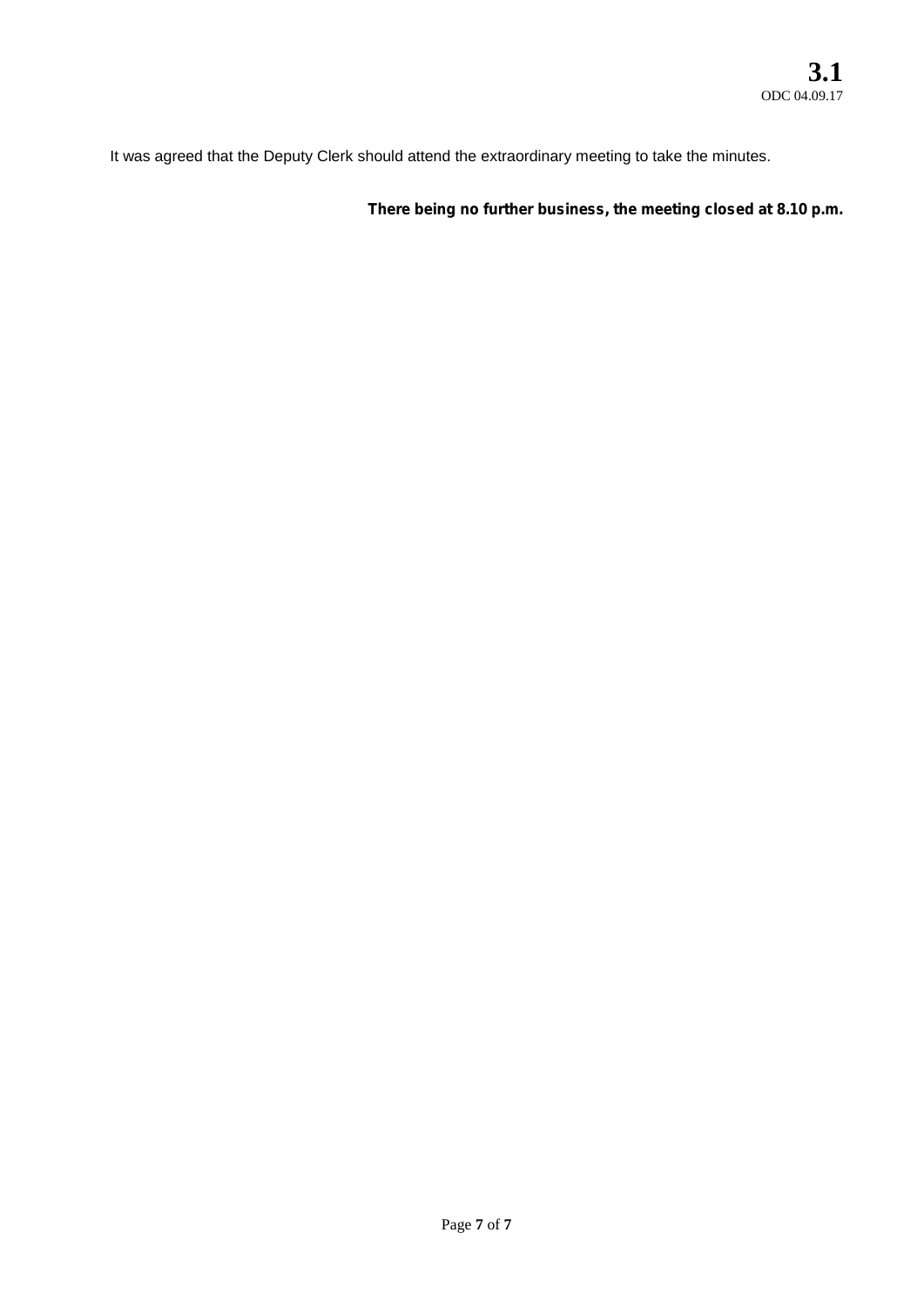It was agreed that the Deputy Clerk should attend the extraordinary meeting to take the minutes.

**There being no further business, the meeting closed at 8.10 p.m.**